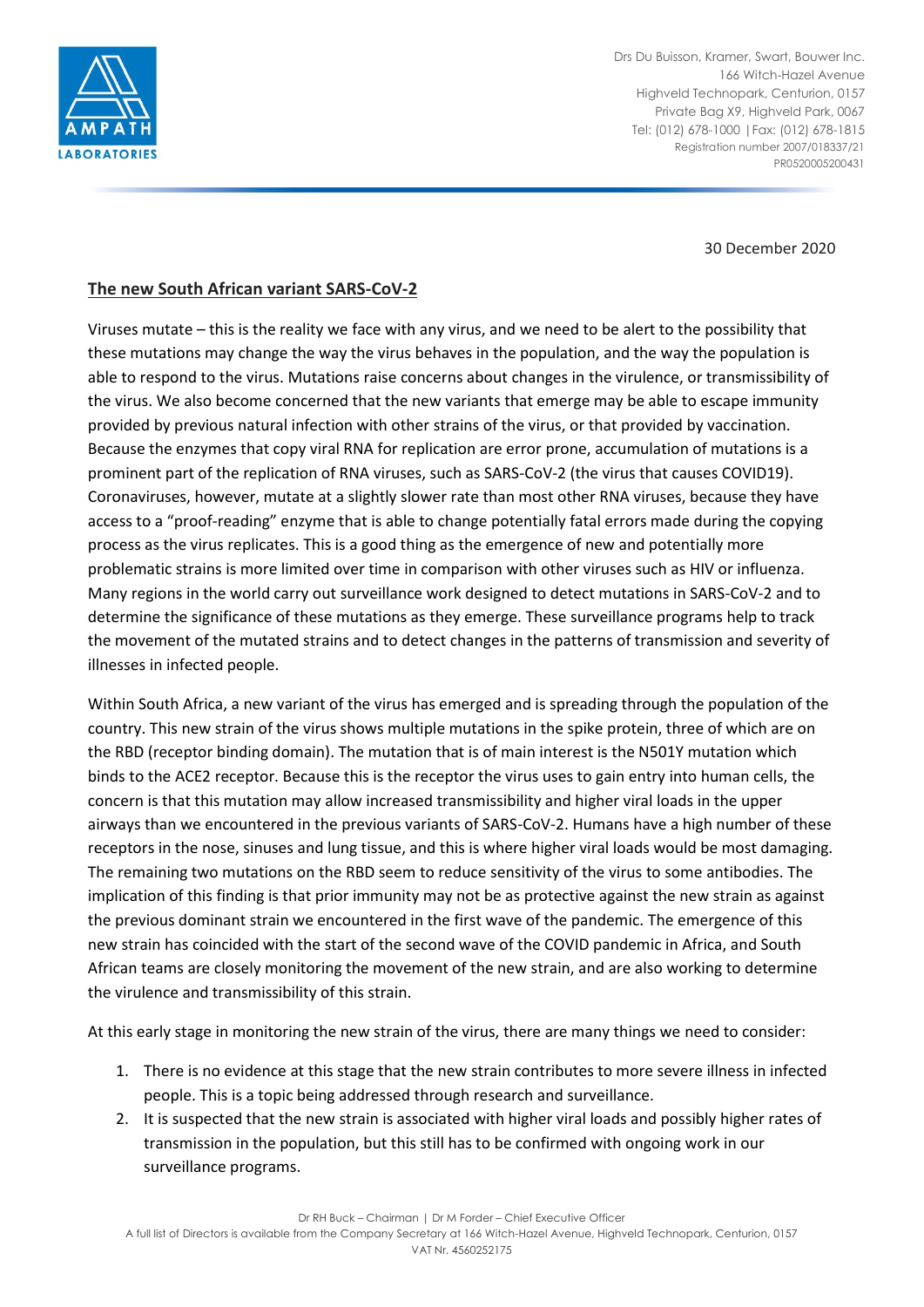Drs Du Buisson, Kramer, Swart, Bouwer Inc.
166 Witch-Hazel Avenue
Highveld Technopark, Centurion, 0157
Private Bag X9, Highveld Park, 0067
Tel: (012) 678-1000 | Fax: (012) 678-1815
Registration number 2007/018337/21
PR0520005200431

30 December 2020

## The new South African variant SARS-CoV-2

Viruses mutate – this is the reality we face with any virus, and we need to be alert to the possibility that these mutations may change the way the virus behaves in the population, and the way the population is able to respond to the virus. Mutations raise concerns about changes in the virulence, or transmissibility of the virus. We also become concerned that the new variants that emerge may be able to escape immunity provided by previous natural infection with other strains of the virus, or that provided by vaccination. Because the enzymes that copy viral RNA for replication are error prone, accumulation of mutations is a prominent part of the replication of RNA viruses, such as SARS-CoV-2 (the virus that causes COVID19). Coronaviruses, however, mutate at a slightly slower rate than most other RNA viruses, because they have access to a "proof-reading" enzyme that is able to change potentially fatal errors made during the copying process as the virus replicates. This is a good thing as the emergence of new and potentially more problematic strains is more limited over time in comparison with other viruses such as HIV or influenza. Many regions in the world carry out surveillance work designed to detect mutations in SARS-CoV-2 and to determine the significance of these mutations as they emerge. These surveillance programs help to track the movement of the mutated strains and to detect changes in the patterns of transmission and severity of illnesses in infected people.

Within South Africa, a new variant of the virus has emerged and is spreading through the population of the country. This new strain of the virus shows multiple mutations in the spike protein, three of which are on the RBD (receptor binding domain). The mutation that is of main interest is the N501Y mutation which binds to the ACE2 receptor. Because this is the receptor the virus uses to gain entry into human cells, the concern is that this mutation may allow increased transmissibility and higher viral loads in the upper airways than we encountered in the previous variants of SARS-CoV-2. Humans have a high number of these receptors in the nose, sinuses and lung tissue, and this is where higher viral loads would be most damaging. The remaining two mutations on the RBD seem to reduce sensitivity of the virus to some antibodies. The implication of this finding is that prior immunity may not be as protective against the new strain as against the previous dominant strain we encountered in the first wave of the pandemic. The emergence of this new strain has coincided with the start of the second wave of the COVID pandemic in Africa, and South African teams are closely monitoring the movement of the new strain, and are also working to determine the virulence and transmissibility of this strain.

At this early stage in monitoring the new strain of the virus, there are many things we need to consider:

1. There is no evidence at this stage that the new strain contributes to more severe illness in infected people. This is a topic being addressed through research and surveillance.
2. It is suspected that the new strain is associated with higher viral loads and possibly higher rates of transmission in the population, but this still has to be confirmed with ongoing work in our surveillance programs.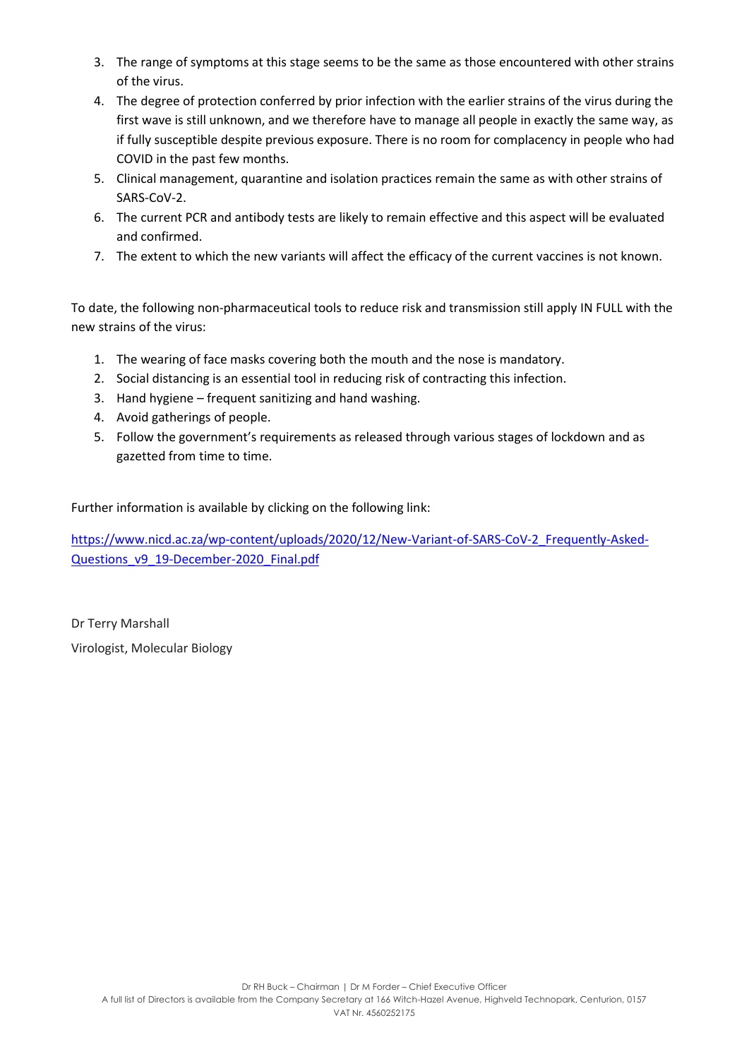3. The range of symptoms at this stage seems to be the same as those encountered with other strains of the virus.
4. The degree of protection conferred by prior infection with the earlier strains of the virus during the first wave is still unknown, and we therefore have to manage all people in exactly the same way, as if fully susceptible despite previous exposure. There is no room for complacency in people who had COVID in the past few months.
5. Clinical management, quarantine and isolation practices remain the same as with other strains of SARS-CoV-2.
6. The current PCR and antibody tests are likely to remain effective and this aspect will be evaluated and confirmed.
7. The extent to which the new variants will affect the efficacy of the current vaccines is not known.

To date, the following non-pharmaceutical tools to reduce risk and transmission still apply IN FULL with the new strains of the virus:

1. The wearing of face masks covering both the mouth and the nose is mandatory.
2. Social distancing is an essential tool in reducing risk of contracting this infection.
3. Hand hygiene – frequent sanitizing and hand washing.
4. Avoid gatherings of people.
5. Follow the government's requirements as released through various stages of lockdown and as gazetted from time to time.

Further information is available by clicking on the following link:

[https://www.nicd.ac.za/wp-content/uploads/2020/12/New-Variant-of-SARS-CoV-2_Frequently-Asked-Questions_v9_19-December-2020_Final.pdf](https://www.nicd.ac.za/wp-content/uploads/2020/12/New-Variant-of-SARS-CoV-2_Frequently-Asked-Questions_v9_19-December-2020_Final.pdf)

Dr Terry Marshall

Virologist, Molecular Biology